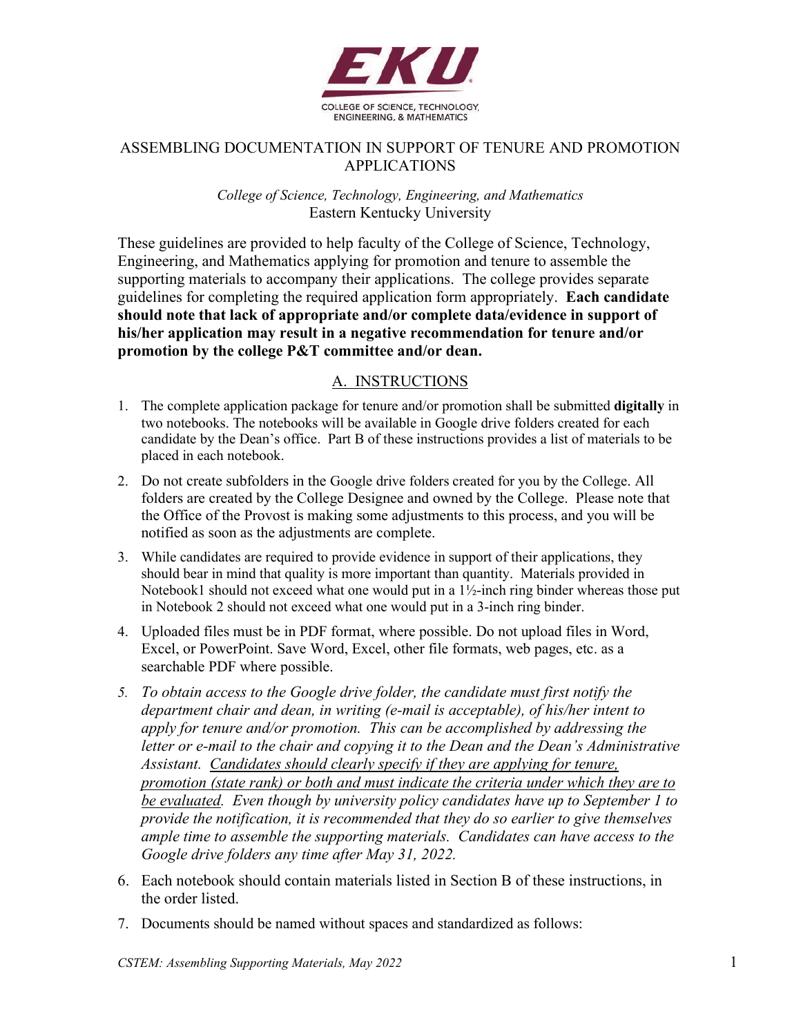COLLEGE OF SCIENCE, TECHNOLOGY, ENGINEERING, & MATHEMATICS

# ASSEMBLING DOCUMENTATION IN SUPPORT OF TENURE AND PROMOTION APPLICATIONS

*College of Science, Technology, Engineering, and Mathematics*
Eastern Kentucky University

These guidelines are provided to help faculty of the College of Science, Technology, Engineering, and Mathematics applying for promotion and tenure to assemble the supporting materials to accompany their applications. The college provides separate guidelines for completing the required application form appropriately. **Each candidate should note that lack of appropriate and/or complete data/evidence in support of his/her application may result in a negative recommendation for tenure and/or promotion by the college P&T committee and/or dean.**

## A. INSTRUCTIONS

1. The complete application package for tenure and/or promotion shall be submitted **digitally** in two notebooks. The notebooks will be available in Google drive folders created for each candidate by the Dean's office. Part B of these instructions provides a list of materials to be placed in each notebook.
2. Do not create subfolders in the Google drive folders created for you by the College. All folders are created by the College Designee and owned by the College. Please note that the Office of the Provost is making some adjustments to this process, and you will be notified as soon as the adjustments are complete.
3. While candidates are required to provide evidence in support of their applications, they should bear in mind that quality is more important than quantity. Materials provided in Notebook1 should not exceed what one would put in a 1½-inch ring binder whereas those put in Notebook 2 should not exceed what one would put in a 3-inch ring binder.
4. Uploaded files must be in PDF format, where possible. Do not upload files in Word, Excel, or PowerPoint. Save Word, Excel, other file formats, web pages, etc. as a searchable PDF where possible.
5. *To obtain access to the Google drive folder, the candidate must first notify the department chair and dean, in writing (e-mail is acceptable), of his/her intent to apply for tenure and/or promotion. This can be accomplished by addressing the letter or e-mail to the chair and copying it to the Dean and the Dean's Administrative Assistant. <u>Candidates should clearly specify if they are applying for tenure, promotion (state rank) or both and must indicate the criteria under which they are to be evaluated</u>. Even though by university policy candidates have up to September 1 to provide the notification, it is recommended that they do so earlier to give themselves ample time to assemble the supporting materials. Candidates can have access to the Google drive folders any time after May 31, 2022.*
6. Each notebook should contain materials listed in Section B of these instructions, in the order listed.
7. Documents should be named without spaces and standardized as follows: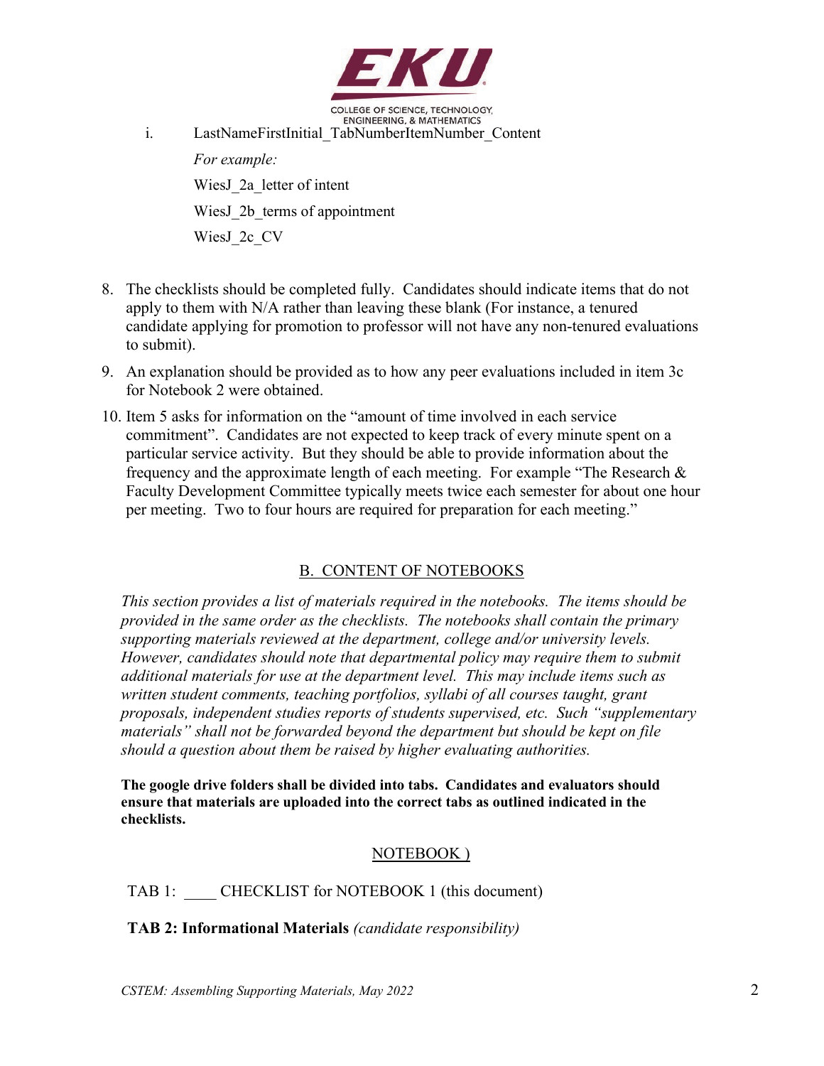i. LastNameFirstInitial_TabNumberItemNumber_Content

   *For example:*

   WiesJ_2a_letter of intent

   WiesJ_2b_terms of appointment

   WiesJ_2c_CV

8. The checklists should be completed fully. Candidates should indicate items that do not apply to them with N/A rather than leaving these blank (For instance, a tenured candidate applying for promotion to professor will not have any non-tenured evaluations to submit).
9. An explanation should be provided as to how any peer evaluations included in item 3c for Notebook 2 were obtained.
10. Item 5 asks for information on the "amount of time involved in each service commitment". Candidates are not expected to keep track of every minute spent on a particular service activity. But they should be able to provide information about the frequency and the approximate length of each meeting. For example "The Research & Faculty Development Committee typically meets twice each semester for about one hour per meeting. Two to four hours are required for preparation for each meeting."

## B. CONTENT OF NOTEBOOKS

*This section provides a list of materials required in the notebooks. The items should be provided in the same order as the checklists. The notebooks shall contain the primary supporting materials reviewed at the department, college and/or university levels. However, candidates should note that departmental policy may require them to submit additional materials for use at the department level. This may include items such as written student comments, teaching portfolios, syllabi of all courses taught, grant proposals, independent studies reports of students supervised, etc. Such "supplementary materials" shall not be forwarded beyond the department but should be kept on file should a question about them be raised by higher evaluating authorities.*

**The google drive folders shall be divided into tabs. Candidates and evaluators should ensure that materials are uploaded into the correct tabs as outlined indicated in the checklists.**

### NOTEBOOK )

TAB 1: ____ CHECKLIST for NOTEBOOK 1 (this document)

**TAB 2: Informational Materials** *(candidate responsibility)*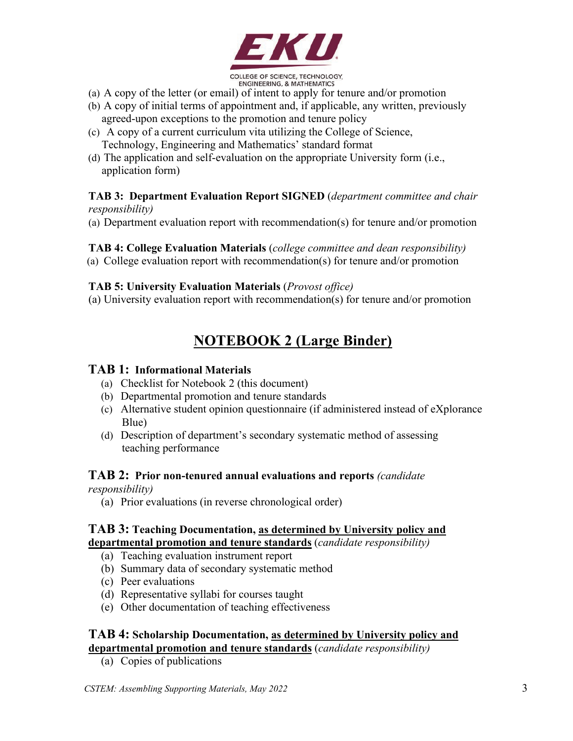(a) A copy of the letter (or email) of intent to apply for tenure and/or promotion
(b) A copy of initial terms of appointment and, if applicable, any written, previously agreed-upon exceptions to the promotion and tenure policy
(c) A copy of a current curriculum vita utilizing the College of Science, Technology, Engineering and Mathematics' standard format
(d) The application and self-evaluation on the appropriate University form (i.e., application form)

**TAB 3: Department Evaluation Report SIGNED** (*department committee and chair responsibility)*

(a) Department evaluation report with recommendation(s) for tenure and/or promotion

**TAB 4: College Evaluation Materials** (*college committee and dean responsibility)*

(a) College evaluation report with recommendation(s) for tenure and/or promotion

**TAB 5: University Evaluation Materials** (*Provost office)*

(a) University evaluation report with recommendation(s) for tenure and/or promotion

## NOTEBOOK 2 (Large Binder)

### TAB 1: Informational Materials

(a) Checklist for Notebook 2 (this document)
(b) Departmental promotion and tenure standards
(c) Alternative student opinion questionnaire (if administered instead of eXplorance Blue)
(d) Description of department's secondary systematic method of assessing teaching performance

### TAB 2: Prior non-tenured annual evaluations and reports *(candidate responsibility)*

(a) Prior evaluations (in reverse chronological order)

### TAB 3: Teaching Documentation, <u>as determined by University policy and departmental promotion and tenure standards</u> (*candidate responsibility)*

(a) Teaching evaluation instrument report
(b) Summary data of secondary systematic method
(c) Peer evaluations
(d) Representative syllabi for courses taught
(e) Other documentation of teaching effectiveness

### TAB 4: Scholarship Documentation, <u>as determined by University policy and departmental promotion and tenure standards</u> (*candidate responsibility)*

(a) Copies of publications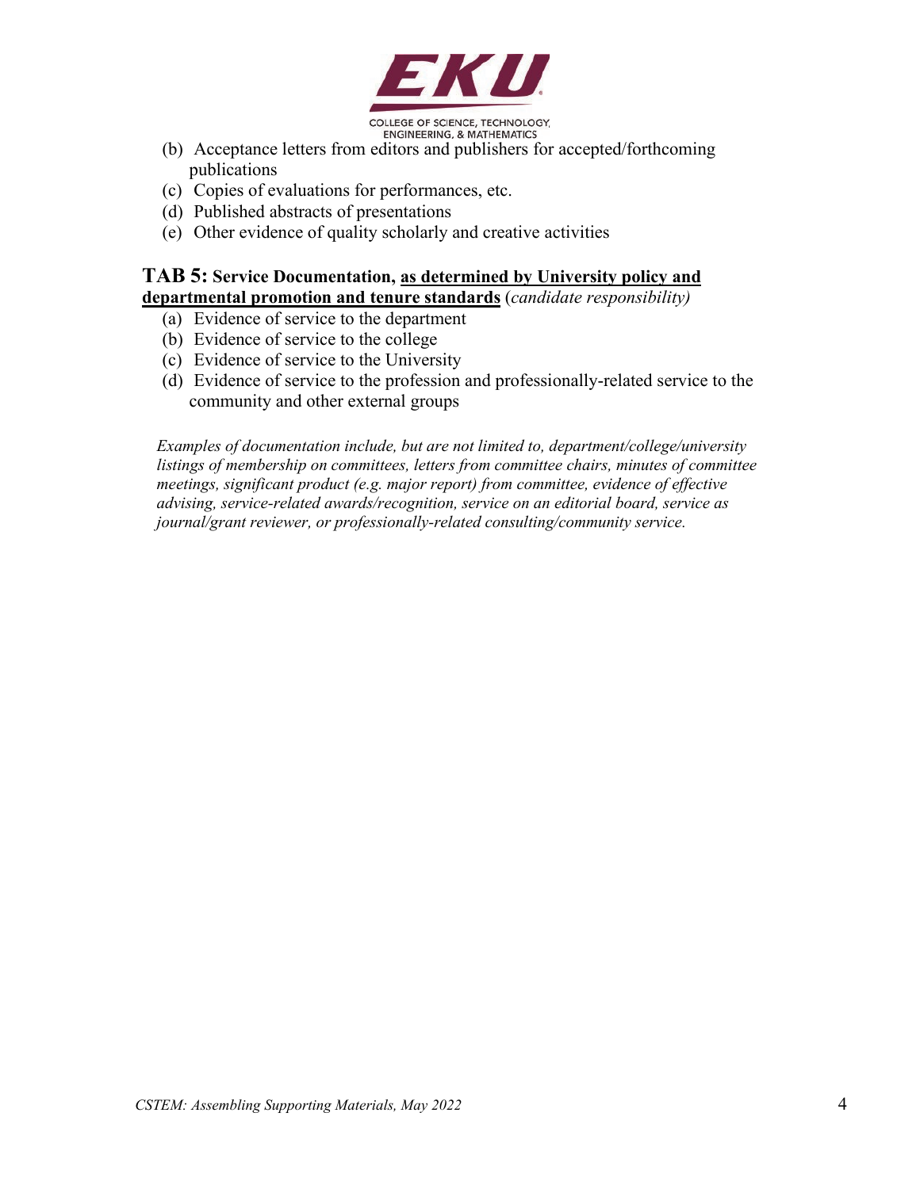(b) Acceptance letters from editors and publishers for accepted/forthcoming publications
(c) Copies of evaluations for performances, etc.
(d) Published abstracts of presentations
(e) Other evidence of quality scholarly and creative activities

## TAB 5: Service Documentation, **as determined by University policy and departmental promotion and tenure standards** (*candidate responsibility)*

(a) Evidence of service to the department
(b) Evidence of service to the college
(c) Evidence of service to the University
(d) Evidence of service to the profession and professionally-related service to the community and other external groups

*Examples of documentation include, but are not limited to, department/college/university listings of membership on committees, letters from committee chairs, minutes of committee meetings, significant product (e.g. major report) from committee, evidence of effective advising, service-related awards/recognition, service on an editorial board, service as journal/grant reviewer, or professionally-related consulting/community service.*